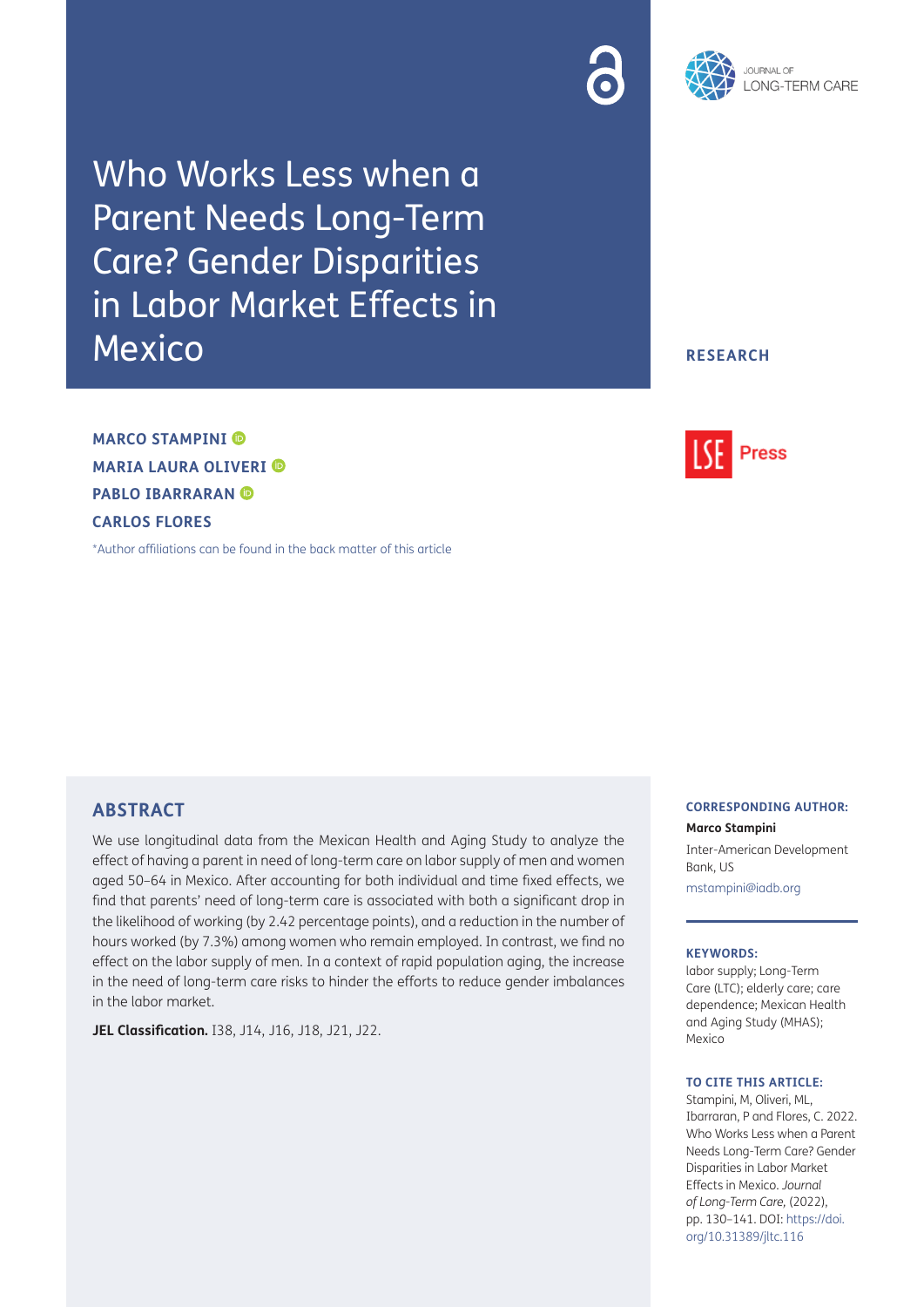# Who Works Less when a Parent Needs Long-Term Care? Gender Disparities in Labor Market Effects in Mexico

RESEARCH

**MARCO STAMPINI**

**MARIA LAURA OLIVERI**

**PABLO IBARRARAN**

**CARLOS FLORES**

*Author affiliations can be found in the back matter of this article

## ABSTRACT

We use longitudinal data from the Mexican Health and Aging Study to analyze the effect of having a parent in need of long-term care on labor supply of men and women aged 50–64 in Mexico. After accounting for both individual and time fixed effects, we find that parents' need of long-term care is associated with both a significant drop in the likelihood of working (by 2.42 percentage points), and a reduction in the number of hours worked (by 7.3%) among women who remain employed. In contrast, we find no effect on the labor supply of men. In a context of rapid population aging, the increase in the need of long-term care risks to hinder the efforts to reduce gender imbalances in the labor market.

**JEL Classification.** I38, J14, J16, J18, J21, J22.

**CORRESPONDING AUTHOR:**

**Marco Stampini**

Inter-American Development Bank, US

mstampini@iadb.org

**KEYWORDS:**

labor supply; Long-Term Care (LTC); elderly care; care dependence; Mexican Health and Aging Study (MHAS); Mexico

**TO CITE THIS ARTICLE:**

Stampini, M, Oliveri, ML, Ibarraran, P and Flores, C. 2022. Who Works Less when a Parent Needs Long-Term Care? Gender Disparities in Labor Market Effects in Mexico. *Journal of Long-Term Care,* (2022), pp. 130–141. DOI: https://doi.org/10.31389/jltc.116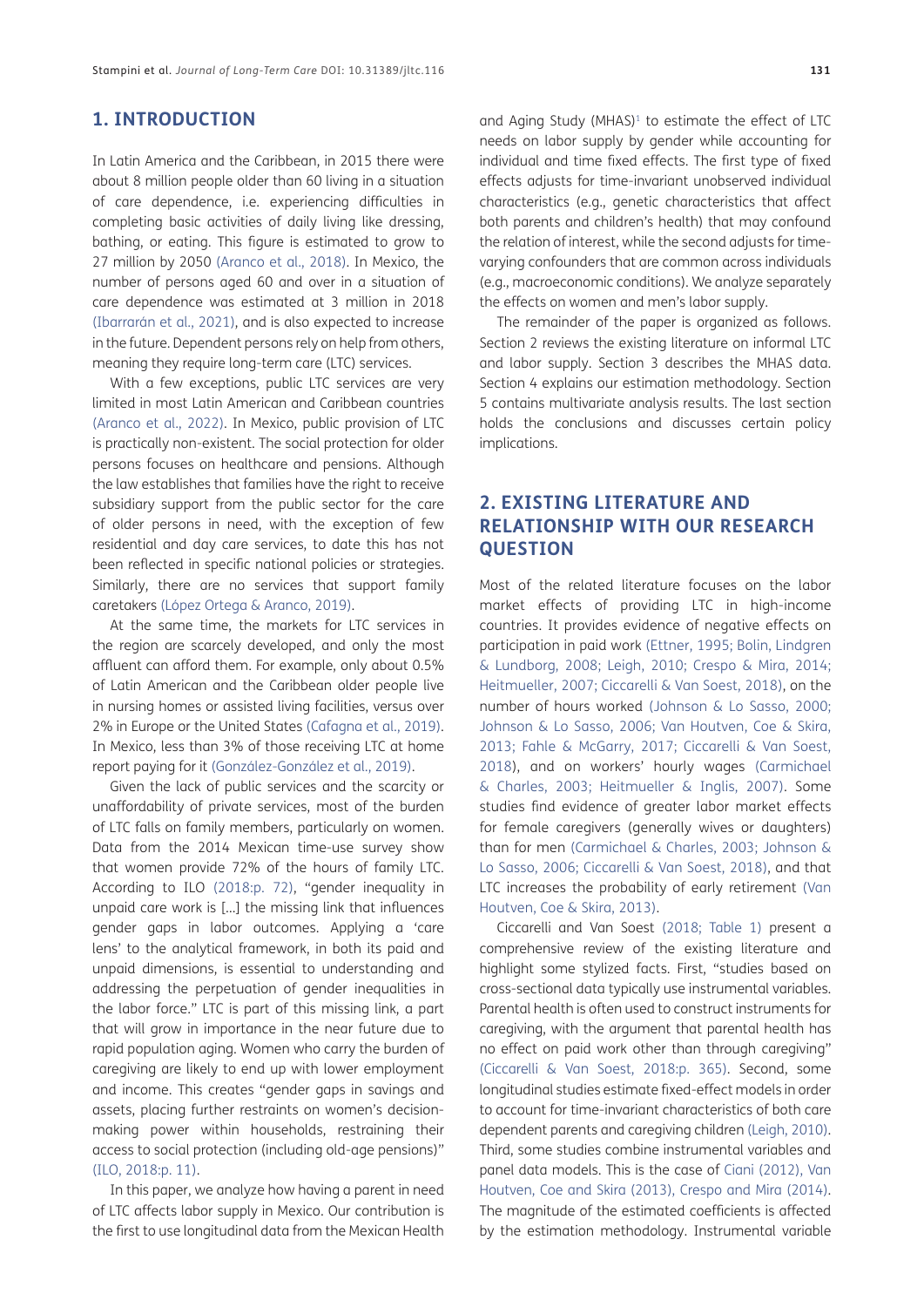## 1. INTRODUCTION

In Latin America and the Caribbean, in 2015 there were about 8 million people older than 60 living in a situation of care dependence, i.e. experiencing difficulties in completing basic activities of daily living like dressing, bathing, or eating. This figure is estimated to grow to 27 million by 2050 (Aranco et al., 2018). In Mexico, the number of persons aged 60 and over in a situation of care dependence was estimated at 3 million in 2018 (Ibarrarán et al., 2021), and is also expected to increase in the future. Dependent persons rely on help from others, meaning they require long-term care (LTC) services.

With a few exceptions, public LTC services are very limited in most Latin American and Caribbean countries (Aranco et al., 2022). In Mexico, public provision of LTC is practically non-existent. The social protection for older persons focuses on healthcare and pensions. Although the law establishes that families have the right to receive subsidiary support from the public sector for the care of older persons in need, with the exception of few residential and day care services, to date this has not been reflected in specific national policies or strategies. Similarly, there are no services that support family caretakers (López Ortega & Aranco, 2019).

At the same time, the markets for LTC services in the region are scarcely developed, and only the most affluent can afford them. For example, only about 0.5% of Latin American and the Caribbean older people live in nursing homes or assisted living facilities, versus over 2% in Europe or the United States (Cafagna et al., 2019). In Mexico, less than 3% of those receiving LTC at home report paying for it (González-González et al., 2019).

Given the lack of public services and the scarcity or unaffordability of private services, most of the burden of LTC falls on family members, particularly on women. Data from the 2014 Mexican time-use survey show that women provide 72% of the hours of family LTC. According to ILO (2018:p. 72), "gender inequality in unpaid care work is […] the missing link that influences gender gaps in labor outcomes. Applying a 'care lens' to the analytical framework, in both its paid and unpaid dimensions, is essential to understanding and addressing the perpetuation of gender inequalities in the labor force." LTC is part of this missing link, a part that will grow in importance in the near future due to rapid population aging. Women who carry the burden of caregiving are likely to end up with lower employment and income. This creates "gender gaps in savings and assets, placing further restraints on women's decision-making power within households, restraining their access to social protection (including old-age pensions)" (ILO, 2018:p. 11).

In this paper, we analyze how having a parent in need of LTC affects labor supply in Mexico. Our contribution is the first to use longitudinal data from the Mexican Health and Aging Study (MHAS)[1] to estimate the effect of LTC needs on labor supply by gender while accounting for individual and time fixed effects. The first type of fixed effects adjusts for time-invariant unobserved individual characteristics (e.g., genetic characteristics that affect both parents and children's health) that may confound the relation of interest, while the second adjusts for time-varying confounders that are common across individuals (e.g., macroeconomic conditions). We analyze separately the effects on women and men's labor supply.

The remainder of the paper is organized as follows. Section 2 reviews the existing literature on informal LTC and labor supply. Section 3 describes the MHAS data. Section 4 explains our estimation methodology. Section 5 contains multivariate analysis results. The last section holds the conclusions and discusses certain policy implications.

## 2. EXISTING LITERATURE AND RELATIONSHIP WITH OUR RESEARCH QUESTION

Most of the related literature focuses on the labor market effects of providing LTC in high-income countries. It provides evidence of negative effects on participation in paid work (Ettner, 1995; Bolin, Lindgren & Lundborg, 2008; Leigh, 2010; Crespo & Mira, 2014; Heitmueller, 2007; Ciccarelli & Van Soest, 2018), on the number of hours worked (Johnson & Lo Sasso, 2000; Johnson & Lo Sasso, 2006; Van Houtven, Coe & Skira, 2013; Fahle & McGarry, 2017; Ciccarelli & Van Soest, 2018), and on workers' hourly wages (Carmichael & Charles, 2003; Heitmueller & Inglis, 2007). Some studies find evidence of greater labor market effects for female caregivers (generally wives or daughters) than for men (Carmichael & Charles, 2003; Johnson & Lo Sasso, 2006; Ciccarelli & Van Soest, 2018), and that LTC increases the probability of early retirement (Van Houtven, Coe & Skira, 2013).

Ciccarelli and Van Soest (2018; Table 1) present a comprehensive review of the existing literature and highlight some stylized facts. First, "studies based on cross-sectional data typically use instrumental variables. Parental health is often used to construct instruments for caregiving, with the argument that parental health has no effect on paid work other than through caregiving" (Ciccarelli & Van Soest, 2018:p. 365). Second, some longitudinal studies estimate fixed-effect models in order to account for time-invariant characteristics of both care dependent parents and caregiving children (Leigh, 2010). Third, some studies combine instrumental variables and panel data models. This is the case of Ciani (2012), Van Houtven, Coe and Skira (2013), Crespo and Mira (2014). The magnitude of the estimated coefficients is affected by the estimation methodology. Instrumental variable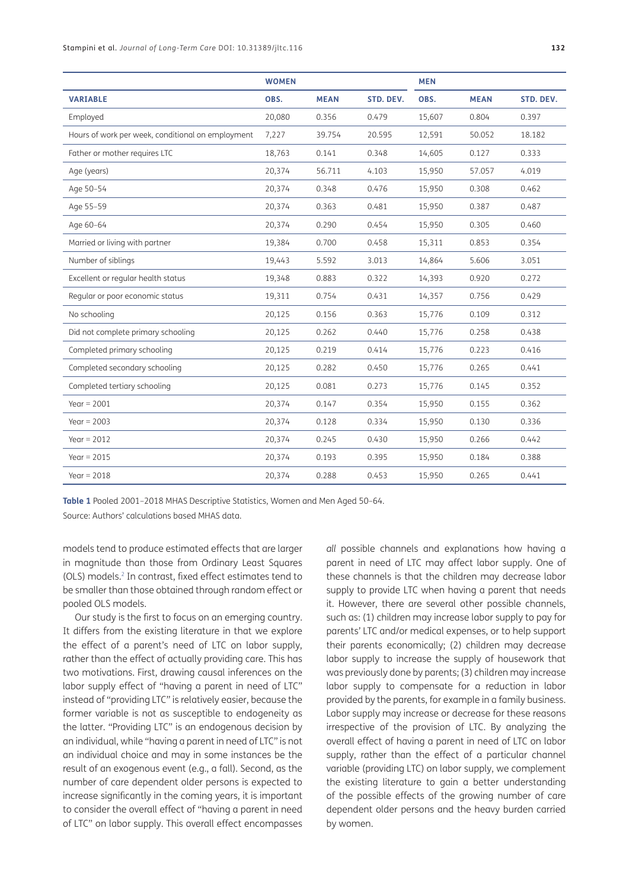| | WOMEN | | | MEN | | |
|---|---|---|---|---|---|---|
| VARIABLE | OBS. | MEAN | STD. DEV. | OBS. | MEAN | STD. DEV. |
| Employed | 20,080 | 0.356 | 0.479 | 15,607 | 0.804 | 0.397 |
| Hours of work per week, conditional on employment | 7,227 | 39.754 | 20.595 | 12,591 | 50.052 | 18.182 |
| Father or mother requires LTC | 18,763 | 0.141 | 0.348 | 14,605 | 0.127 | 0.333 |
| Age (years) | 20,374 | 56.711 | 4.103 | 15,950 | 57.057 | 4.019 |
| Age 50–54 | 20,374 | 0.348 | 0.476 | 15,950 | 0.308 | 0.462 |
| Age 55–59 | 20,374 | 0.363 | 0.481 | 15,950 | 0.387 | 0.487 |
| Age 60–64 | 20,374 | 0.290 | 0.454 | 15,950 | 0.305 | 0.460 |
| Married or living with partner | 19,384 | 0.700 | 0.458 | 15,311 | 0.853 | 0.354 |
| Number of siblings | 19,443 | 5.592 | 3.013 | 14,864 | 5.606 | 3.051 |
| Excellent or regular health status | 19,348 | 0.883 | 0.322 | 14,393 | 0.920 | 0.272 |
| Regular or poor economic status | 19,311 | 0.754 | 0.431 | 14,357 | 0.756 | 0.429 |
| No schooling | 20,125 | 0.156 | 0.363 | 15,776 | 0.109 | 0.312 |
| Did not complete primary schooling | 20,125 | 0.262 | 0.440 | 15,776 | 0.258 | 0.438 |
| Completed primary schooling | 20,125 | 0.219 | 0.414 | 15,776 | 0.223 | 0.416 |
| Completed secondary schooling | 20,125 | 0.282 | 0.450 | 15,776 | 0.265 | 0.441 |
| Completed tertiary schooling | 20,125 | 0.081 | 0.273 | 15,776 | 0.145 | 0.352 |
| Year = 2001 | 20,374 | 0.147 | 0.354 | 15,950 | 0.155 | 0.362 |
| Year = 2003 | 20,374 | 0.128 | 0.334 | 15,950 | 0.130 | 0.336 |
| Year = 2012 | 20,374 | 0.245 | 0.430 | 15,950 | 0.266 | 0.442 |
| Year = 2015 | 20,374 | 0.193 | 0.395 | 15,950 | 0.184 | 0.388 |
| Year = 2018 | 20,374 | 0.288 | 0.453 | 15,950 | 0.265 | 0.441 |

**Table 1** Pooled 2001–2018 MHAS Descriptive Statistics, Women and Men Aged 50–64.

Source: Authors' calculations based MHAS data.

models tend to produce estimated effects that are larger in magnitude than those from Ordinary Least Squares (OLS) models.[2] In contrast, fixed effect estimates tend to be smaller than those obtained through random effect or pooled OLS models.

Our study is the first to focus on an emerging country. It differs from the existing literature in that we explore the effect of a parent's need of LTC on labor supply, rather than the effect of actually providing care. This has two motivations. First, drawing causal inferences on the labor supply effect of "having a parent in need of LTC" instead of "providing LTC" is relatively easier, because the former variable is not as susceptible to endogeneity as the latter. "Providing LTC" is an endogenous decision by an individual, while "having a parent in need of LTC" is not an individual choice and may in some instances be the result of an exogenous event (e.g., a fall). Second, as the number of care dependent older persons is expected to increase significantly in the coming years, it is important to consider the overall effect of "having a parent in need of LTC" on labor supply. This overall effect encompasses *all* possible channels and explanations how having a parent in need of LTC may affect labor supply. One of these channels is that the children may decrease labor supply to provide LTC when having a parent that needs it. However, there are several other possible channels, such as: (1) children may increase labor supply to pay for parents' LTC and/or medical expenses, or to help support their parents economically; (2) children may decrease labor supply to increase the supply of housework that was previously done by parents; (3) children may increase labor supply to compensate for a reduction in labor provided by the parents, for example in a family business. Labor supply may increase or decrease for these reasons irrespective of the provision of LTC. By analyzing the overall effect of having a parent in need of LTC on labor supply, rather than the effect of a particular channel variable (providing LTC) on labor supply, we complement the existing literature to gain a better understanding of the possible effects of the growing number of care dependent older persons and the heavy burden carried by women.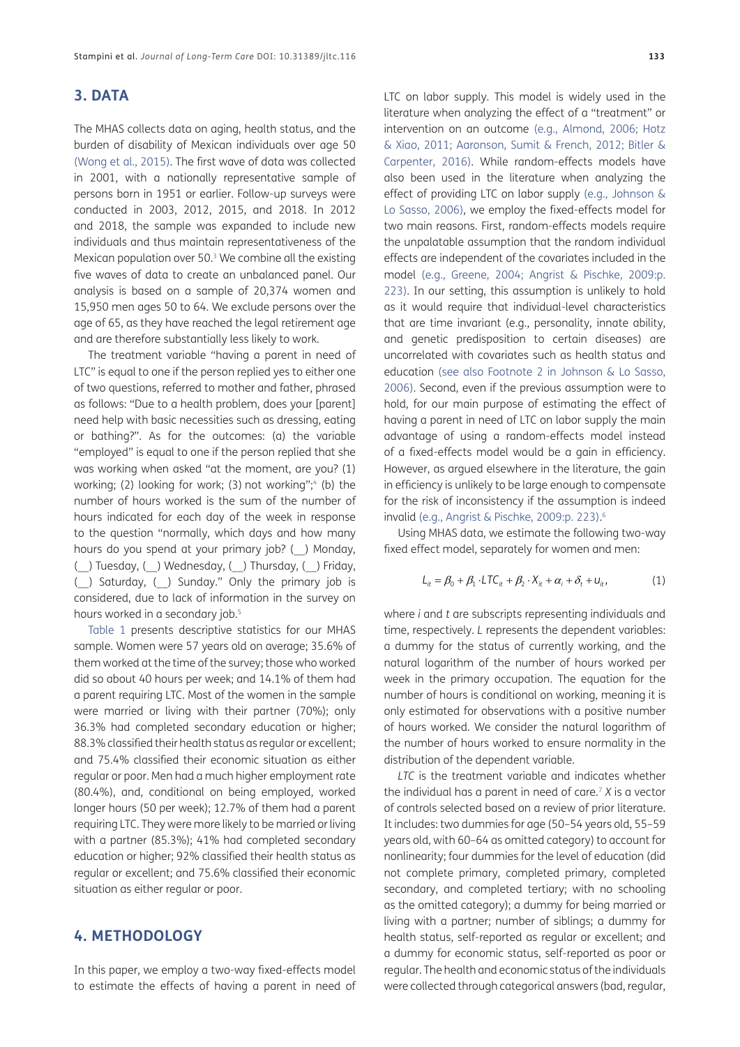## 3. DATA

The MHAS collects data on aging, health status, and the burden of disability of Mexican individuals over age 50 (Wong et al., 2015). The first wave of data was collected in 2001, with a nationally representative sample of persons born in 1951 or earlier. Follow-up surveys were conducted in 2003, 2012, 2015, and 2018. In 2012 and 2018, the sample was expanded to include new individuals and thus maintain representativeness of the Mexican population over 50.[3] We combine all the existing five waves of data to create an unbalanced panel. Our analysis is based on a sample of 20,374 women and 15,950 men ages 50 to 64. We exclude persons over the age of 65, as they have reached the legal retirement age and are therefore substantially less likely to work.

The treatment variable "having a parent in need of LTC" is equal to one if the person replied yes to either one of two questions, referred to mother and father, phrased as follows: "Due to a health problem, does your [parent] need help with basic necessities such as dressing, eating or bathing?". As for the outcomes: (a) the variable "employed" is equal to one if the person replied that she was working when asked "at the moment, are you? (1) working; (2) looking for work; (3) not working";[4] (b) the number of hours worked is the sum of the number of hours indicated for each day of the week in response to the question "normally, which days and how many hours do you spend at your primary job? (__) Monday, (__) Tuesday, (__) Wednesday, (__) Thursday, (__) Friday, (__) Saturday, (__) Sunday." Only the primary job is considered, due to lack of information in the survey on hours worked in a secondary job.[5]

Table 1 presents descriptive statistics for our MHAS sample. Women were 57 years old on average; 35.6% of them worked at the time of the survey; those who worked did so about 40 hours per week; and 14.1% of them had a parent requiring LTC. Most of the women in the sample were married or living with their partner (70%); only 36.3% had completed secondary education or higher; 88.3% classified their health status as regular or excellent; and 75.4% classified their economic situation as either regular or poor. Men had a much higher employment rate (80.4%), and, conditional on being employed, worked longer hours (50 per week); 12.7% of them had a parent requiring LTC. They were more likely to be married or living with a partner (85.3%); 41% had completed secondary education or higher; 92% classified their health status as regular or excellent; and 75.6% classified their economic situation as either regular or poor.

## 4. METHODOLOGY

In this paper, we employ a two-way fixed-effects model to estimate the effects of having a parent in need of LTC on labor supply. This model is widely used in the literature when analyzing the effect of a "treatment" or intervention on an outcome (e.g., Almond, 2006; Hotz & Xiao, 2011; Aaronson, Sumit & French, 2012; Bitler & Carpenter, 2016). While random-effects models have also been used in the literature when analyzing the effect of providing LTC on labor supply (e.g., Johnson & Lo Sasso, 2006), we employ the fixed-effects model for two main reasons. First, random-effects models require the unpalatable assumption that the random individual effects are independent of the covariates included in the model (e.g., Greene, 2004; Angrist & Pischke, 2009:p. 223). In our setting, this assumption is unlikely to hold as it would require that individual-level characteristics that are time invariant (e.g., personality, innate ability, and genetic predisposition to certain diseases) are uncorrelated with covariates such as health status and education (see also Footnote 2 in Johnson & Lo Sasso, 2006). Second, even if the previous assumption were to hold, for our main purpose of estimating the effect of having a parent in need of LTC on labor supply the main advantage of using a random-effects model instead of a fixed-effects model would be a gain in efficiency. However, as argued elsewhere in the literature, the gain in efficiency is unlikely to be large enough to compensate for the risk of inconsistency if the assumption is indeed invalid (e.g., Angrist & Pischke, 2009:p. 223).[6]

Using MHAS data, we estimate the following two-way fixed effect model, separately for women and men:

$$L_{it} = \beta_0 + \beta_1 \cdot LTC_{it} + \beta_2 \cdot X_{it} + \alpha_i + \delta_t + u_{it}, \qquad (1)$$

where $i$ and $t$ are subscripts representing individuals and time, respectively. $L$ represents the dependent variables: a dummy for the status of currently working, and the natural logarithm of the number of hours worked per week in the primary occupation. The equation for the number of hours is conditional on working, meaning it is only estimated for observations with a positive number of hours worked. We consider the natural logarithm of the number of hours worked to ensure normality in the distribution of the dependent variable.

$LTC$ is the treatment variable and indicates whether the individual has a parent in need of care.[7] $X$ is a vector of controls selected based on a review of prior literature. It includes: two dummies for age (50–54 years old, 55–59 years old, with 60–64 as omitted category) to account for nonlinearity; four dummies for the level of education (did not complete primary, completed primary, completed secondary, and completed tertiary; with no schooling as the omitted category); a dummy for being married or living with a partner; number of siblings; a dummy for health status, self-reported as regular or excellent; and a dummy for economic status, self-reported as poor or regular. The health and economic status of the individuals were collected through categorical answers (bad, regular,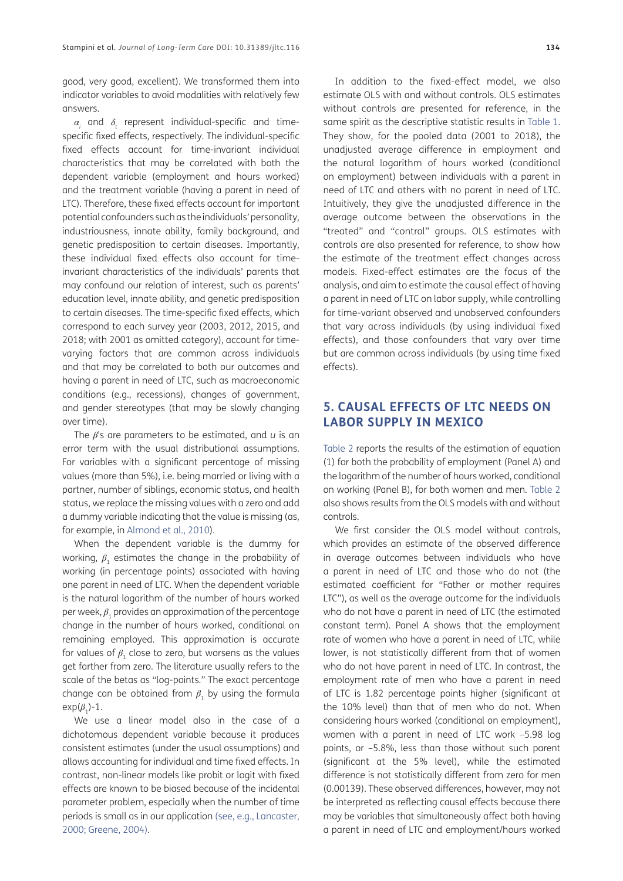good, very good, excellent). We transformed them into indicator variables to avoid modalities with relatively few answers.

$\alpha_i$ and $\delta_t$ represent individual-specific and time-specific fixed effects, respectively. The individual-specific fixed effects account for time-invariant individual characteristics that may be correlated with both the dependent variable (employment and hours worked) and the treatment variable (having a parent in need of LTC). Therefore, these fixed effects account for important potential confounders such as the individuals' personality, industriousness, innate ability, family background, and genetic predisposition to certain diseases. Importantly, these individual fixed effects also account for time-invariant characteristics of the individuals' parents that may confound our relation of interest, such as parents' education level, innate ability, and genetic predisposition to certain diseases. The time-specific fixed effects, which correspond to each survey year (2003, 2012, 2015, and 2018; with 2001 as omitted category), account for time-varying factors that are common across individuals and that may be correlated to both our outcomes and having a parent in need of LTC, such as macroeconomic conditions (e.g., recessions), changes of government, and gender stereotypes (that may be slowly changing over time).

The $\beta$'s are parameters to be estimated, and $u$ is an error term with the usual distributional assumptions. For variables with a significant percentage of missing values (more than 5%), i.e. being married or living with a partner, number of siblings, economic status, and health status, we replace the missing values with a zero and add a dummy variable indicating that the value is missing (as, for example, in Almond et al., 2010).

When the dependent variable is the dummy for working, $\beta_1$ estimates the change in the probability of working (in percentage points) associated with having one parent in need of LTC. When the dependent variable is the natural logarithm of the number of hours worked per week, $\beta_1$ provides an approximation of the percentage change in the number of hours worked, conditional on remaining employed. This approximation is accurate for values of $\beta_1$ close to zero, but worsens as the values get farther from zero. The literature usually refers to the scale of the betas as "log-points." The exact percentage change can be obtained from $\beta_1$ by using the formula $\exp(\beta_1)$-1.

We use a linear model also in the case of a dichotomous dependent variable because it produces consistent estimates (under the usual assumptions) and allows accounting for individual and time fixed effects. In contrast, non-linear models like probit or logit with fixed effects are known to be biased because of the incidental parameter problem, especially when the number of time periods is small as in our application (see, e.g., Lancaster, 2000; Greene, 2004).

In addition to the fixed-effect model, we also estimate OLS with and without controls. OLS estimates without controls are presented for reference, in the same spirit as the descriptive statistic results in Table 1. They show, for the pooled data (2001 to 2018), the unadjusted average difference in employment and the natural logarithm of hours worked (conditional on employment) between individuals with a parent in need of LTC and others with no parent in need of LTC. Intuitively, they give the unadjusted difference in the average outcome between the observations in the "treated" and "control" groups. OLS estimates with controls are also presented for reference, to show how the estimate of the treatment effect changes across models. Fixed-effect estimates are the focus of the analysis, and aim to estimate the causal effect of having a parent in need of LTC on labor supply, while controlling for time-variant observed and unobserved confounders that vary across individuals (by using individual fixed effects), and those confounders that vary over time but are common across individuals (by using time fixed effects).

## 5. CAUSAL EFFECTS OF LTC NEEDS ON LABOR SUPPLY IN MEXICO

Table 2 reports the results of the estimation of equation (1) for both the probability of employment (Panel A) and the logarithm of the number of hours worked, conditional on working (Panel B), for both women and men. Table 2 also shows results from the OLS models with and without controls.

We first consider the OLS model without controls, which provides an estimate of the observed difference in average outcomes between individuals who have a parent in need of LTC and those who do not (the estimated coefficient for "Father or mother requires LTC"), as well as the average outcome for the individuals who do not have a parent in need of LTC (the estimated constant term). Panel A shows that the employment rate of women who have a parent in need of LTC, while lower, is not statistically different from that of women who do not have parent in need of LTC. In contrast, the employment rate of men who have a parent in need of LTC is 1.82 percentage points higher (significant at the 10% level) than that of men who do not. When considering hours worked (conditional on employment), women with a parent in need of LTC work –5.98 log points, or –5.8%, less than those without such parent (significant at the 5% level), while the estimated difference is not statistically different from zero for men (0.00139). These observed differences, however, may not be interpreted as reflecting causal effects because there may be variables that simultaneously affect both having a parent in need of LTC and employment/hours worked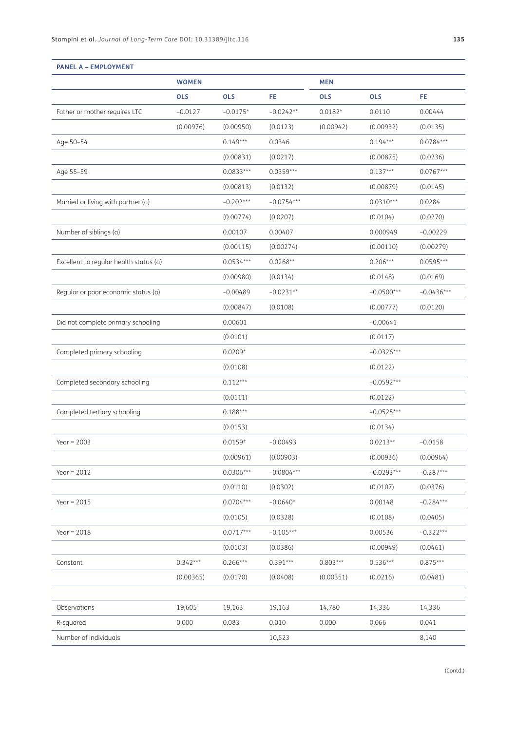**PANEL A – EMPLOYMENT**

| | WOMEN | | | MEN | | |
|---|---|---|---|---|---|---|
| | OLS | OLS | FE | OLS | OLS | FE |
| Father or mother requires LTC | −0.0127 | −0.0175* | −0.0242** | 0.0182* | 0.0110 | 0.00444 |
| | (0.00976) | (0.00950) | (0.0123) | (0.00942) | (0.00932) | (0.0135) |
| Age 50–54 | | 0.149*** | 0.0346 | | 0.194*** | 0.0784*** |
| | | (0.00831) | (0.0217) | | (0.00875) | (0.0236) |
| Age 55–59 | | 0.0833*** | 0.0359*** | | 0.137*** | 0.0767*** |
| | | (0.00813) | (0.0132) | | (0.00879) | (0.0145) |
| Married or living with partner (a) | | −0.202*** | −0.0754*** | | 0.0310*** | 0.0284 |
| | | (0.00774) | (0.0207) | | (0.0104) | (0.0270) |
| Number of siblings (a) | | 0.00107 | 0.00407 | | 0.000949 | −0.00229 |
| | | (0.00115) | (0.00274) | | (0.00110) | (0.00279) |
| Excellent to regular health status (a) | | 0.0534*** | 0.0268** | | 0.206*** | 0.0595*** |
| | | (0.00980) | (0.0134) | | (0.0148) | (0.0169) |
| Regular or poor economic status (a) | | −0.00489 | −0.0231** | | −0.0500*** | −0.0436*** |
| | | (0.00847) | (0.0108) | | (0.00777) | (0.0120) |
| Did not complete primary schooling | | 0.00601 | | | −0.00641 | |
| | | (0.0101) | | | (0.0117) | |
| Completed primary schooling | | 0.0209* | | | −0.0326*** | |
| | | (0.0108) | | | (0.0122) | |
| Completed secondary schooling | | 0.112*** | | | −0.0592*** | |
| | | (0.0111) | | | (0.0122) | |
| Completed tertiary schooling | | 0.188*** | | | −0.0525*** | |
| | | (0.0153) | | | (0.0134) | |
| Year = 2003 | | 0.0159* | −0.00493 | | 0.0213** | −0.0158 |
| | | (0.00961) | (0.00903) | | (0.00936) | (0.00964) |
| Year = 2012 | | 0.0306*** | −0.0804*** | | −0.0293*** | −0.287*** |
| | | (0.0110) | (0.0302) | | (0.0107) | (0.0376) |
| Year = 2015 | | 0.0704*** | −0.0640* | | 0.00148 | −0.284*** |
| | | (0.0105) | (0.0328) | | (0.0108) | (0.0405) |
| Year = 2018 | | 0.0717*** | −0.105*** | | 0.00536 | −0.322*** |
| | | (0.0103) | (0.0386) | | (0.00949) | (0.0461) |
| Constant | 0.342*** | 0.266*** | 0.391*** | 0.803*** | 0.536*** | 0.875*** |
| | (0.00365) | (0.0170) | (0.0408) | (0.00351) | (0.0216) | (0.0481) |
| Observations | 19,605 | 19,163 | 19,163 | 14,780 | 14,336 | 14,336 |
| R-squared | 0.000 | 0.083 | 0.010 | 0.000 | 0.066 | 0.041 |
| Number of individuals | | | 10,523 | | | 8,140 |

(Contd.)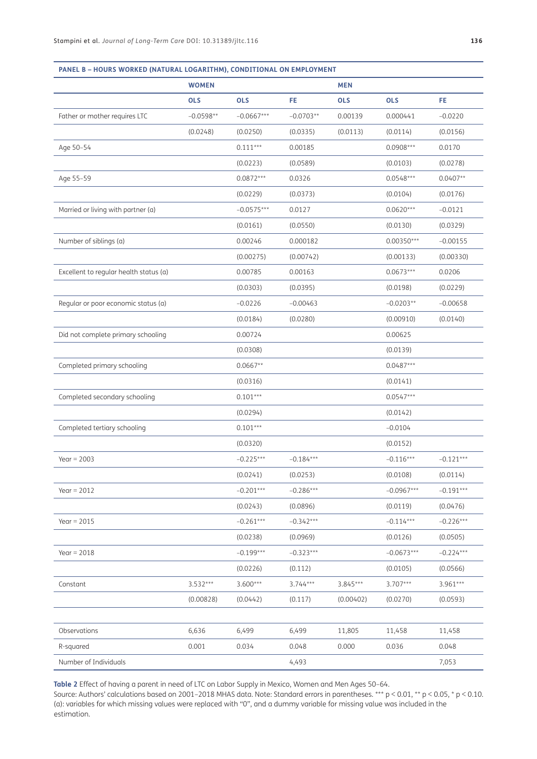| PANEL B – HOURS WORKED (NATURAL LOGARITHM), CONDITIONAL ON EMPLOYMENT | | | | | | |
|---|---|---|---|---|---|---|
| | WOMEN | | | MEN | | |
| | OLS | OLS | FE | OLS | OLS | FE |
| Father or mother requires LTC | −0.0598** | −0.0667*** | −0.0703** | 0.00139 | 0.000441 | −0.0220 |
| | (0.0248) | (0.0250) | (0.0335) | (0.0113) | (0.0114) | (0.0156) |
| Age 50–54 | | 0.111*** | 0.00185 | | 0.0908*** | 0.0170 |
| | | (0.0223) | (0.0589) | | (0.0103) | (0.0278) |
| Age 55–59 | | 0.0872*** | 0.0326 | | 0.0548*** | 0.0407** |
| | | (0.0229) | (0.0373) | | (0.0104) | (0.0176) |
| Married or living with partner (a) | | −0.0575*** | 0.0127 | | 0.0620*** | −0.0121 |
| | | (0.0161) | (0.0550) | | (0.0130) | (0.0329) |
| Number of siblings (a) | | 0.00246 | 0.000182 | | 0.00350*** | −0.00155 |
| | | (0.00275) | (0.00742) | | (0.00133) | (0.00330) |
| Excellent to regular health status (a) | | 0.00785 | 0.00163 | | 0.0673*** | 0.0206 |
| | | (0.0303) | (0.0395) | | (0.0198) | (0.0229) |
| Regular or poor economic status (a) | | −0.0226 | −0.00463 | | −0.0203** | −0.00658 |
| | | (0.0184) | (0.0280) | | (0.00910) | (0.0140) |
| Did not complete primary schooling | | 0.00724 | | | 0.00625 | |
| | | (0.0308) | | | (0.0139) | |
| Completed primary schooling | | 0.0667** | | | 0.0487*** | |
| | | (0.0316) | | | (0.0141) | |
| Completed secondary schooling | | 0.101*** | | | 0.0547*** | |
| | | (0.0294) | | | (0.0142) | |
| Completed tertiary schooling | | 0.101*** | | | −0.0104 | |
| | | (0.0320) | | | (0.0152) | |
| Year = 2003 | | −0.225*** | −0.184*** | | −0.116*** | −0.121*** |
| | | (0.0241) | (0.0253) | | (0.0108) | (0.0114) |
| Year = 2012 | | −0.201*** | −0.286*** | | −0.0967*** | −0.191*** |
| | | (0.0243) | (0.0896) | | (0.0119) | (0.0476) |
| Year = 2015 | | −0.261*** | −0.342*** | | −0.114*** | −0.226*** |
| | | (0.0238) | (0.0969) | | (0.0126) | (0.0505) |
| Year = 2018 | | −0.199*** | −0.323*** | | −0.0673*** | −0.224*** |
| | | (0.0226) | (0.112) | | (0.0105) | (0.0566) |
| Constant | 3.532*** | 3.600*** | 3.744*** | 3.845*** | 3.707*** | 3.961*** |
| | (0.00828) | (0.0442) | (0.117) | (0.00402) | (0.0270) | (0.0593) |
| Observations | 6,636 | 6,499 | 6,499 | 11,805 | 11,458 | 11,458 |
| R-squared | 0.001 | 0.034 | 0.048 | 0.000 | 0.036 | 0.048 |
| Number of Individuals | | | 4,493 | | | 7,053 |

**Table 2** Effect of having a parent in need of LTC on Labor Supply in Mexico, Women and Men Ages 50–64.
Source: Authors' calculations based on 2001–2018 MHAS data. Note: Standard errors in parentheses. *** $p < 0.01$, ** $p < 0.05$, * $p < 0.10$. (a): variables for which missing values were replaced with "0", and a dummy variable for missing value was included in the estimation.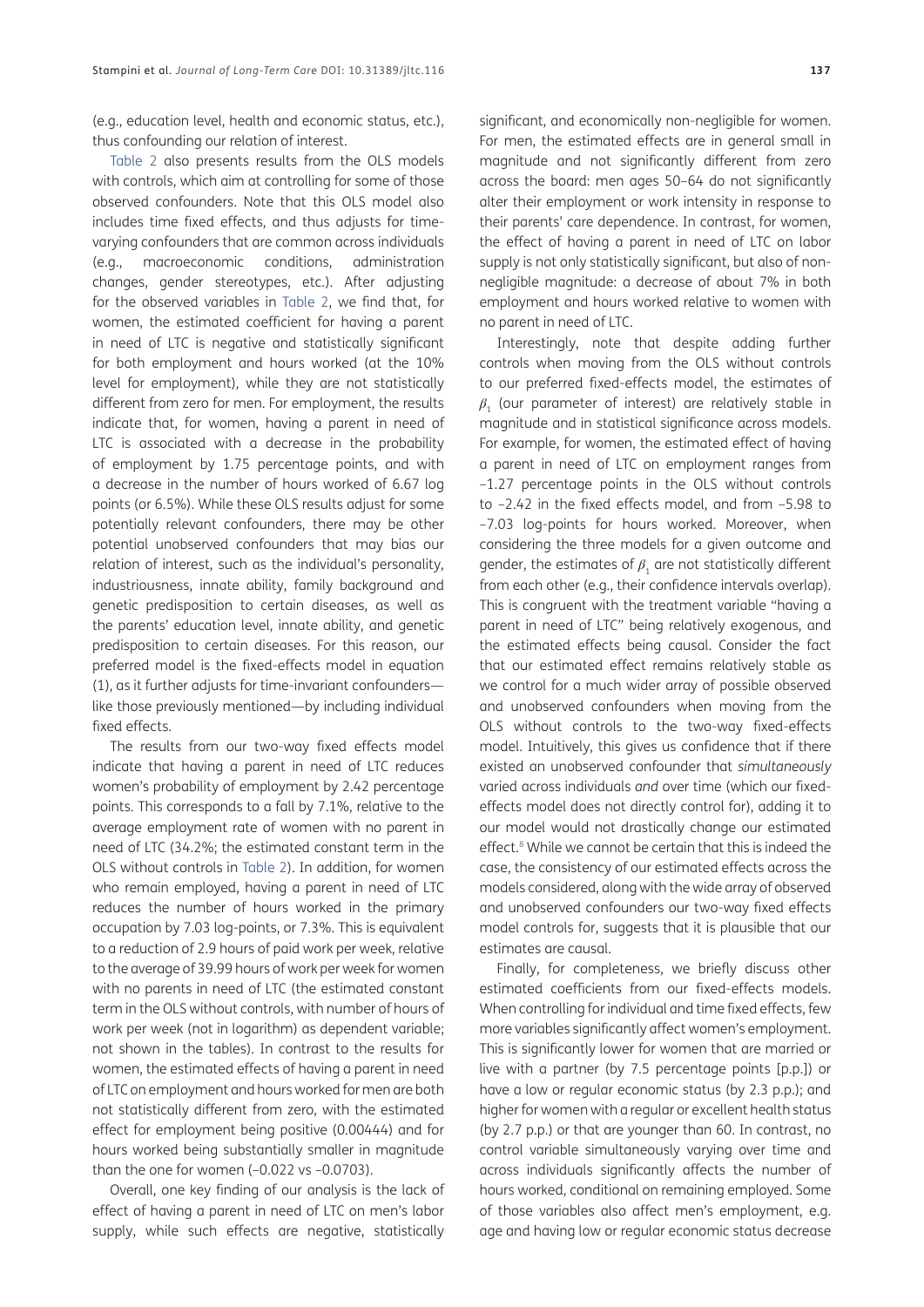(e.g., education level, health and economic status, etc.), thus confounding our relation of interest.

Table 2 also presents results from the OLS models with controls, which aim at controlling for some of those observed confounders. Note that this OLS model also includes time fixed effects, and thus adjusts for time-varying confounders that are common across individuals (e.g., macroeconomic conditions, administration changes, gender stereotypes, etc.). After adjusting for the observed variables in Table 2, we find that, for women, the estimated coefficient for having a parent in need of LTC is negative and statistically significant for both employment and hours worked (at the 10% level for employment), while they are not statistically different from zero for men. For employment, the results indicate that, for women, having a parent in need of LTC is associated with a decrease in the probability of employment by 1.75 percentage points, and with a decrease in the number of hours worked of 6.67 log points (or 6.5%). While these OLS results adjust for some potentially relevant confounders, there may be other potential unobserved confounders that may bias our relation of interest, such as the individual's personality, industriousness, innate ability, family background and genetic predisposition to certain diseases, as well as the parents' education level, innate ability, and genetic predisposition to certain diseases. For this reason, our preferred model is the fixed-effects model in equation (1), as it further adjusts for time-invariant confounders—like those previously mentioned—by including individual fixed effects.

The results from our two-way fixed effects model indicate that having a parent in need of LTC reduces women's probability of employment by 2.42 percentage points. This corresponds to a fall by 7.1%, relative to the average employment rate of women with no parent in need of LTC (34.2%; the estimated constant term in the OLS without controls in Table 2). In addition, for women who remain employed, having a parent in need of LTC reduces the number of hours worked in the primary occupation by 7.03 log-points, or 7.3%. This is equivalent to a reduction of 2.9 hours of paid work per week, relative to the average of 39.99 hours of work per week for women with no parents in need of LTC (the estimated constant term in the OLS without controls, with number of hours of work per week (not in logarithm) as dependent variable; not shown in the tables). In contrast to the results for women, the estimated effects of having a parent in need of LTC on employment and hours worked for men are both not statistically different from zero, with the estimated effect for employment being positive (0.00444) and for hours worked being substantially smaller in magnitude than the one for women (–0.022 vs –0.0703).

Overall, one key finding of our analysis is the lack of effect of having a parent in need of LTC on men's labor supply, while such effects are negative, statistically significant, and economically non-negligible for women. For men, the estimated effects are in general small in magnitude and not significantly different from zero across the board: men ages 50–64 do not significantly alter their employment or work intensity in response to their parents' care dependence. In contrast, for women, the effect of having a parent in need of LTC on labor supply is not only statistically significant, but also of non-negligible magnitude: a decrease of about 7% in both employment and hours worked relative to women with no parent in need of LTC.

Interestingly, note that despite adding further controls when moving from the OLS without controls to our preferred fixed-effects model, the estimates of $\beta_1$ (our parameter of interest) are relatively stable in magnitude and in statistical significance across models. For example, for women, the estimated effect of having a parent in need of LTC on employment ranges from –1.27 percentage points in the OLS without controls to –2.42 in the fixed effects model, and from –5.98 to –7.03 log-points for hours worked. Moreover, when considering the three models for a given outcome and gender, the estimates of $\beta_1$ are not statistically different from each other (e.g., their confidence intervals overlap). This is congruent with the treatment variable "having a parent in need of LTC" being relatively exogenous, and the estimated effects being causal. Consider the fact that our estimated effect remains relatively stable as we control for a much wider array of possible observed and unobserved confounders when moving from the OLS without controls to the two-way fixed-effects model. Intuitively, this gives us confidence that if there existed an unobserved confounder that *simultaneously* varied across individuals *and* over time (which our fixed-effects model does not directly control for), adding it to our model would not drastically change our estimated effect.[8] While we cannot be certain that this is indeed the case, the consistency of our estimated effects across the models considered, along with the wide array of observed and unobserved confounders our two-way fixed effects model controls for, suggests that it is plausible that our estimates are causal.

Finally, for completeness, we briefly discuss other estimated coefficients from our fixed-effects models. When controlling for individual and time fixed effects, few more variables significantly affect women's employment. This is significantly lower for women that are married or live with a partner (by 7.5 percentage points [p.p.]) or have a low or regular economic status (by 2.3 p.p.); and higher for women with a regular or excellent health status (by 2.7 p.p.) or that are younger than 60. In contrast, no control variable simultaneously varying over time and across individuals significantly affects the number of hours worked, conditional on remaining employed. Some of those variables also affect men's employment, e.g. age and having low or regular economic status decrease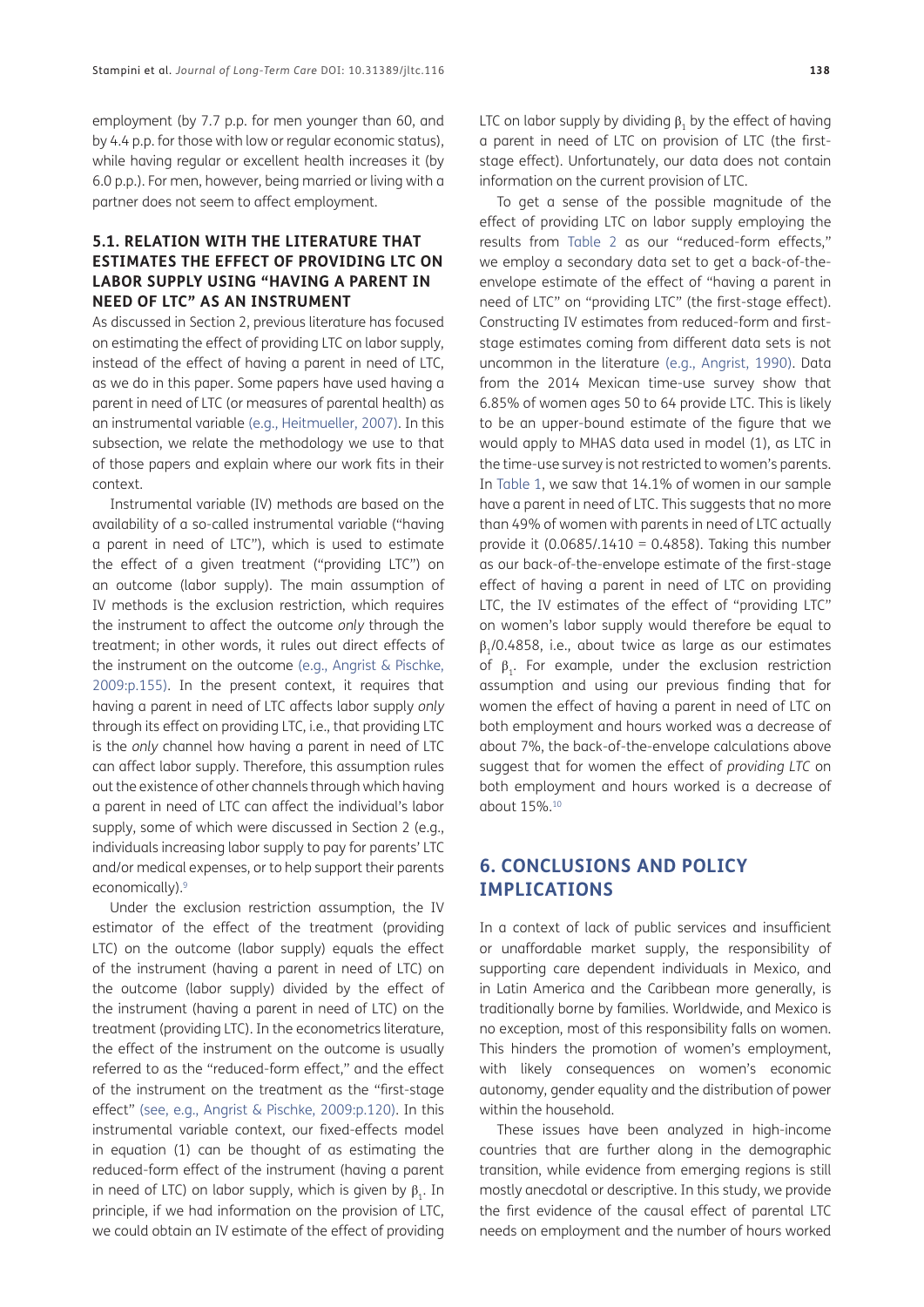employment (by 7.7 p.p. for men younger than 60, and by 4.4 p.p. for those with low or regular economic status), while having regular or excellent health increases it (by 6.0 p.p.). For men, however, being married or living with a partner does not seem to affect employment.

### 5.1. RELATION WITH THE LITERATURE THAT ESTIMATES THE EFFECT OF PROVIDING LTC ON LABOR SUPPLY USING "HAVING A PARENT IN NEED OF LTC" AS AN INSTRUMENT

As discussed in Section 2, previous literature has focused on estimating the effect of providing LTC on labor supply, instead of the effect of having a parent in need of LTC, as we do in this paper. Some papers have used having a parent in need of LTC (or measures of parental health) as an instrumental variable (e.g., Heitmueller, 2007). In this subsection, we relate the methodology we use to that of those papers and explain where our work fits in their context.

Instrumental variable (IV) methods are based on the availability of a so-called instrumental variable ("having a parent in need of LTC"), which is used to estimate the effect of a given treatment ("providing LTC") on an outcome (labor supply). The main assumption of IV methods is the exclusion restriction, which requires the instrument to affect the outcome *only* through the treatment; in other words, it rules out direct effects of the instrument on the outcome (e.g., Angrist & Pischke, 2009:p.155). In the present context, it requires that having a parent in need of LTC affects labor supply *only* through its effect on providing LTC, i.e., that providing LTC is the *only* channel how having a parent in need of LTC can affect labor supply. Therefore, this assumption rules out the existence of other channels through which having a parent in need of LTC can affect the individual's labor supply, some of which were discussed in Section 2 (e.g., individuals increasing labor supply to pay for parents' LTC and/or medical expenses, or to help support their parents economically).[9]

Under the exclusion restriction assumption, the IV estimator of the effect of the treatment (providing LTC) on the outcome (labor supply) equals the effect of the instrument (having a parent in need of LTC) on the outcome (labor supply) divided by the effect of the instrument (having a parent in need of LTC) on the treatment (providing LTC). In the econometrics literature, the effect of the instrument on the outcome is usually referred to as the "reduced-form effect," and the effect of the instrument on the treatment as the "first-stage effect" (see, e.g., Angrist & Pischke, 2009:p.120). In this instrumental variable context, our fixed-effects model in equation (1) can be thought of as estimating the reduced-form effect of the instrument (having a parent in need of LTC) on labor supply, which is given by $\beta_1$. In principle, if we had information on the provision of LTC, we could obtain an IV estimate of the effect of providing LTC on labor supply by dividing $\beta_1$ by the effect of having a parent in need of LTC on provision of LTC (the first-stage effect). Unfortunately, our data does not contain information on the current provision of LTC.

To get a sense of the possible magnitude of the effect of providing LTC on labor supply employing the results from Table 2 as our "reduced-form effects," we employ a secondary data set to get a back-of-the-envelope estimate of the effect of "having a parent in need of LTC" on "providing LTC" (the first-stage effect). Constructing IV estimates from reduced-form and first-stage estimates coming from different data sets is not uncommon in the literature (e.g., Angrist, 1990). Data from the 2014 Mexican time-use survey show that 6.85% of women ages 50 to 64 provide LTC. This is likely to be an upper-bound estimate of the figure that we would apply to MHAS data used in model (1), as LTC in the time-use survey is not restricted to women's parents. In Table 1, we saw that 14.1% of women in our sample have a parent in need of LTC. This suggests that no more than 49% of women with parents in need of LTC actually provide it (0.0685/.1410 = 0.4858). Taking this number as our back-of-the-envelope estimate of the first-stage effect of having a parent in need of LTC on providing LTC, the IV estimates of the effect of "providing LTC" on women's labor supply would therefore be equal to $\beta_1/0.4858$, i.e., about twice as large as our estimates of $\beta_1$. For example, under the exclusion restriction assumption and using our previous finding that for women the effect of having a parent in need of LTC on both employment and hours worked was a decrease of about 7%, the back-of-the-envelope calculations above suggest that for women the effect of *providing LTC* on both employment and hours worked is a decrease of about 15%.[10]

## 6. CONCLUSIONS AND POLICY IMPLICATIONS

In a context of lack of public services and insufficient or unaffordable market supply, the responsibility of supporting care dependent individuals in Mexico, and in Latin America and the Caribbean more generally, is traditionally borne by families. Worldwide, and Mexico is no exception, most of this responsibility falls on women. This hinders the promotion of women's employment, with likely consequences on women's economic autonomy, gender equality and the distribution of power within the household.

These issues have been analyzed in high-income countries that are further along in the demographic transition, while evidence from emerging regions is still mostly anecdotal or descriptive. In this study, we provide the first evidence of the causal effect of parental LTC needs on employment and the number of hours worked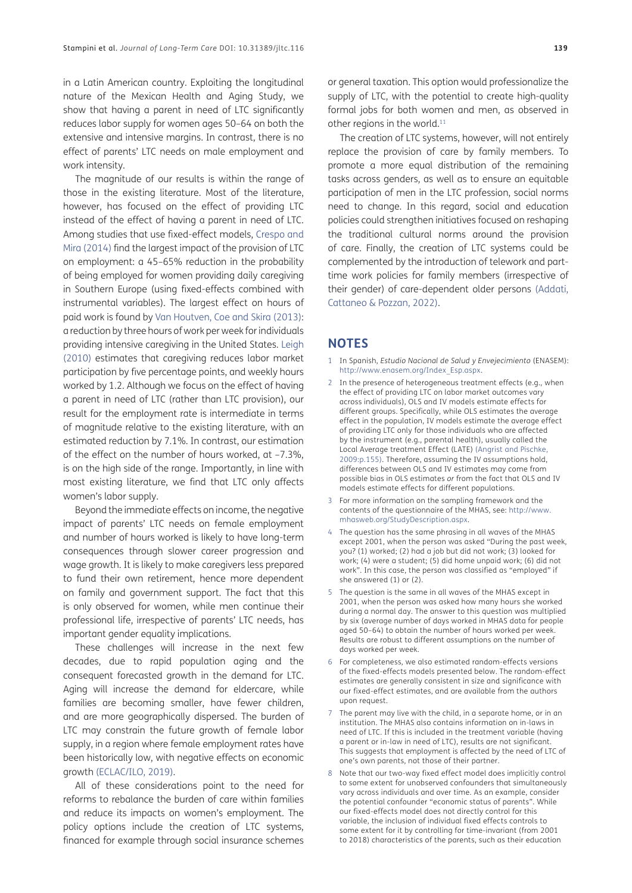in a Latin American country. Exploiting the longitudinal nature of the Mexican Health and Aging Study, we show that having a parent in need of LTC significantly reduces labor supply for women ages 50–64 on both the extensive and intensive margins. In contrast, there is no effect of parents' LTC needs on male employment and work intensity.

The magnitude of our results is within the range of those in the existing literature. Most of the literature, however, has focused on the effect of providing LTC instead of the effect of having a parent in need of LTC. Among studies that use fixed-effect models, Crespo and Mira (2014) find the largest impact of the provision of LTC on employment: a 45–65% reduction in the probability of being employed for women providing daily caregiving in Southern Europe (using fixed-effects combined with instrumental variables). The largest effect on hours of paid work is found by Van Houtven, Coe and Skira (2013): a reduction by three hours of work per week for individuals providing intensive caregiving in the United States. Leigh (2010) estimates that caregiving reduces labor market participation by five percentage points, and weekly hours worked by 1.2. Although we focus on the effect of having a parent in need of LTC (rather than LTC provision), our result for the employment rate is intermediate in terms of magnitude relative to the existing literature, with an estimated reduction by 7.1%. In contrast, our estimation of the effect on the number of hours worked, at –7.3%, is on the high side of the range. Importantly, in line with most existing literature, we find that LTC only affects women's labor supply.

Beyond the immediate effects on income, the negative impact of parents' LTC needs on female employment and number of hours worked is likely to have long-term consequences through slower career progression and wage growth. It is likely to make caregivers less prepared to fund their own retirement, hence more dependent on family and government support. The fact that this is only observed for women, while men continue their professional life, irrespective of parents' LTC needs, has important gender equality implications.

These challenges will increase in the next few decades, due to rapid population aging and the consequent forecasted growth in the demand for LTC. Aging will increase the demand for eldercare, while families are becoming smaller, have fewer children, and are more geographically dispersed. The burden of LTC may constrain the future growth of female labor supply, in a region where female employment rates have been historically low, with negative effects on economic growth (ECLAC/ILO, 2019).

All of these considerations point to the need for reforms to rebalance the burden of care within families and reduce its impacts on women's employment. The policy options include the creation of LTC systems, financed for example through social insurance schemes or general taxation. This option would professionalize the supply of LTC, with the potential to create high-quality formal jobs for both women and men, as observed in other regions in the world.[11]

The creation of LTC systems, however, will not entirely replace the provision of care by family members. To promote a more equal distribution of the remaining tasks across genders, as well as to ensure an equitable participation of men in the LTC profession, social norms need to change. In this regard, social and education policies could strengthen initiatives focused on reshaping the traditional cultural norms around the provision of care. Finally, the creation of LTC systems could be complemented by the introduction of telework and part-time work policies for family members (irrespective of their gender) of care-dependent older persons (Addati, Cattaneo & Pozzan, 2022).

## NOTES

1. In Spanish, *Estudio Nacional de Salud y Envejecimiento* (ENASEM): http://www.enasem.org/Index_Esp.aspx.
2. In the presence of heterogeneous treatment effects (e.g., when the effect of providing LTC on labor market outcomes vary across individuals), OLS and IV models estimate effects for different groups. Specifically, while OLS estimates the average effect in the population, IV models estimate the average effect of providing LTC only for those individuals who are affected by the instrument (e.g., parental health), usually called the Local Average treatment Effect (LATE) (Angrist and Pischke, 2009:p.155). Therefore, assuming the IV assumptions hold, differences between OLS and IV estimates may come from possible bias in OLS estimates *or* from the fact that OLS and IV models estimate effects for different populations.
3. For more information on the sampling framework and the contents of the questionnaire of the MHAS, see: http://www.mhasweb.org/StudyDescription.aspx.
4. The question has the same phrasing in all waves of the MHAS except 2001, when the person was asked "During the past week, you? (1) worked; (2) had a job but did not work; (3) looked for work; (4) were a student; (5) did home unpaid work; (6) did not work". In this case, the person was classified as "employed" if she answered (1) or (2).
5. The question is the same in all waves of the MHAS except in 2001, when the person was asked how many hours she worked during a normal day. The answer to this question was multiplied by six (average number of days worked in MHAS data for people aged 50–64) to obtain the number of hours worked per week. Results are robust to different assumptions on the number of days worked per week.
6. For completeness, we also estimated random-effects versions of the fixed-effects models presented below. The random-effect estimates are generally consistent in size and significance with our fixed-effect estimates, and are available from the authors upon request.
7. The parent may live with the child, in a separate home, or in an institution. The MHAS also contains information on in-laws in need of LTC. If this is included in the treatment variable (having a parent or in-law in need of LTC), results are not significant. This suggests that employment is affected by the need of LTC of one's own parents, not those of their partner.
8. Note that our two-way fixed effect model does implicitly control to some extent for unobserved confounders that simultaneously vary across individuals and over time. As an example, consider the potential confounder "economic status of parents". While our fixed-effects model does not directly control for this variable, the inclusion of individual fixed effects controls to some extent for it by controlling for time-invariant (from 2001 to 2018) characteristics of the parents, such as their education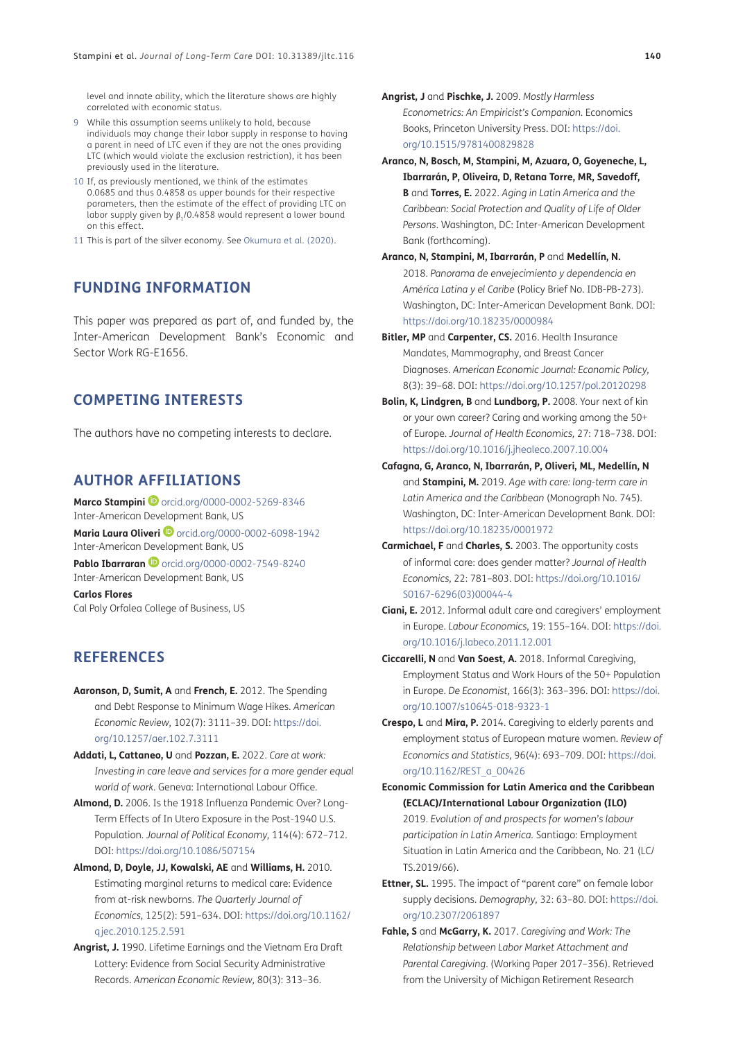level and innate ability, which the literature shows are highly correlated with economic status.

9 While this assumption seems unlikely to hold, because individuals may change their labor supply in response to having a parent in need of LTC even if they are not the ones providing LTC (which would violate the exclusion restriction), it has been previously used in the literature.

10 If, as previously mentioned, we think of the estimates 0.0685 and thus 0.4858 as upper bounds for their respective parameters, then the estimate of the effect of providing LTC on labor supply given by $\beta_1$/0.4858 would represent a lower bound on this effect.

11 This is part of the silver economy. See Okumura et al. (2020).

## FUNDING INFORMATION

This paper was prepared as part of, and funded by, the Inter-American Development Bank's Economic and Sector Work RG-E1656.

## COMPETING INTERESTS

The authors have no competing interests to declare.

## AUTHOR AFFILIATIONS

**Marco Stampini** orcid.org/0000-0002-5269-8346
Inter-American Development Bank, US

**Maria Laura Oliveri** orcid.org/0000-0002-6098-1942
Inter-American Development Bank, US

**Pablo Ibarraran** orcid.org/0000-0002-7549-8240
Inter-American Development Bank, US

**Carlos Flores**
Cal Poly Orfalea College of Business, US

## REFERENCES

**Aaronson, D, Sumit, A** and **French, E.** 2012. The Spending and Debt Response to Minimum Wage Hikes. *American Economic Review*, 102(7): 3111–39. DOI: https://doi.org/10.1257/aer.102.7.3111

**Addati, L, Cattaneo, U** and **Pozzan, E.** 2022. *Care at work: Investing in care leave and services for a more gender equal world of work*. Geneva: International Labour Office.

**Almond, D.** 2006. Is the 1918 Influenza Pandemic Over? Long-Term Effects of In Utero Exposure in the Post-1940 U.S. Population. *Journal of Political Economy*, 114(4): 672–712. DOI: https://doi.org/10.1086/507154

**Almond, D, Doyle, JJ, Kowalski, AE** and **Williams, H.** 2010. Estimating marginal returns to medical care: Evidence from at-risk newborns. *The Quarterly Journal of Economics*, 125(2): 591–634. DOI: https://doi.org/10.1162/qjec.2010.125.2.591

**Angrist, J.** 1990. Lifetime Earnings and the Vietnam Era Draft Lottery: Evidence from Social Security Administrative Records. *American Economic Review*, 80(3): 313–36.

**Angrist, J** and **Pischke, J.** 2009. *Mostly Harmless Econometrics: An Empiricist's Companion*. Economics Books, Princeton University Press. DOI: https://doi.org/10.1515/9781400829828

**Aranco, N, Bosch, M, Stampini, M, Azuara, O, Goyeneche, L, Ibarrarán, P, Oliveira, D, Retana Torre, MR, Savedoff, B** and **Torres, E.** 2022. *Aging in Latin America and the Caribbean: Social Protection and Quality of Life of Older Persons*. Washington, DC: Inter-American Development Bank (forthcoming).

**Aranco, N, Stampini, M, Ibarrarán, P** and **Medellín, N.** 2018. *Panorama de envejecimiento y dependencia en América Latina y el Caribe* (Policy Brief No. IDB-PB-273). Washington, DC: Inter-American Development Bank. DOI: https://doi.org/10.18235/0000984

**Bitler, MP** and **Carpenter, CS.** 2016. Health Insurance Mandates, Mammography, and Breast Cancer Diagnoses. *American Economic Journal: Economic Policy*, 8(3): 39–68. DOI: https://doi.org/10.1257/pol.20120298

**Bolin, K, Lindgren, B** and **Lundborg, P.** 2008. Your next of kin or your own career? Caring and working among the 50+ of Europe. *Journal of Health Economics*, 27: 718–738. DOI: https://doi.org/10.1016/j.jhealeco.2007.10.004

**Cafagna, G, Aranco, N, Ibarrarán, P, Oliveri, ML, Medellín, N** and **Stampini, M.** 2019. *Age with care: long-term care in Latin America and the Caribbean* (Monograph No. 745). Washington, DC: Inter-American Development Bank. DOI: https://doi.org/10.18235/0001972

**Carmichael, F** and **Charles, S.** 2003. The opportunity costs of informal care: does gender matter? *Journal of Health Economics*, 22: 781–803. DOI: https://doi.org/10.1016/S0167-6296(03)00044-4

**Ciani, E.** 2012. Informal adult care and caregivers' employment in Europe. *Labour Economics*, 19: 155–164. DOI: https://doi.org/10.1016/j.labeco.2011.12.001

**Ciccarelli, N** and **Van Soest, A.** 2018. Informal Caregiving, Employment Status and Work Hours of the 50+ Population in Europe. *De Economist*, 166(3): 363–396. DOI: https://doi.org/10.1007/s10645-018-9323-1

**Crespo, L** and **Mira, P.** 2014. Caregiving to elderly parents and employment status of European mature women. *Review of Economics and Statistics*, 96(4): 693–709. DOI: https://doi.org/10.1162/REST_a_00426

**Economic Commission for Latin America and the Caribbean (ECLAC)/International Labour Organization (ILO)** 2019. *Evolution of and prospects for women's labour participation in Latin America*. Santiago: Employment Situation in Latin America and the Caribbean, No. 21 (LC/TS.2019/66).

**Ettner, SL.** 1995. The impact of "parent care" on female labor supply decisions. *Demography*, 32: 63–80. DOI: https://doi.org/10.2307/2061897

**Fahle, S** and **McGarry, K.** 2017. *Caregiving and Work: The Relationship between Labor Market Attachment and Parental Caregiving*. (Working Paper 2017-356). Retrieved from the University of Michigan Retirement Research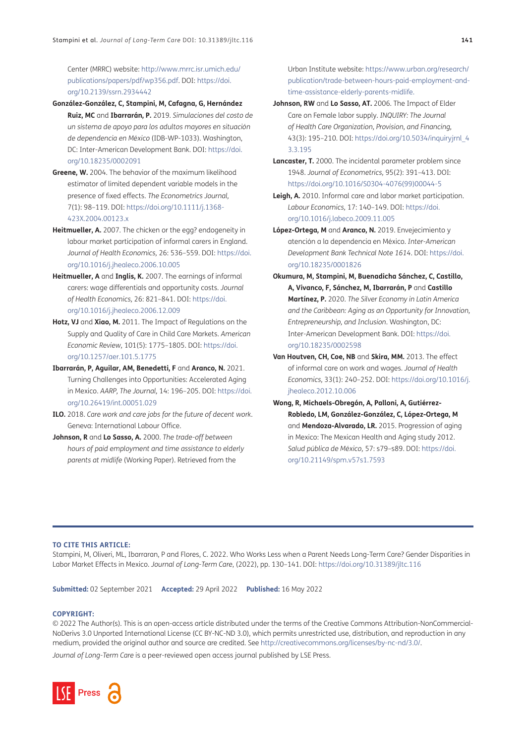Center (MRRC) website: http://www.mrrc.isr.umich.edu/publications/papers/pdf/wp356.pdf. DOI: https://doi.org/10.2139/ssrn.2934442

**González-González, C, Stampini, M, Cafagna, G, Hernández Ruiz, MC** and **Ibarrarán, P.** 2019. *Simulaciones del costo de un sistema de apoyo para los adultos mayores en situación de dependencia en México* (IDB-WP-1033). Washington, DC: Inter-American Development Bank. DOI: https://doi.org/10.18235/0002091

**Greene, W.** 2004. The behavior of the maximum likelihood estimator of limited dependent variable models in the presence of fixed effects. *The Econometrics Journal,* 7(1): 98–119. DOI: https://doi.org/10.1111/j.1368-423X.2004.00123.x

**Heitmueller, A.** 2007. The chicken or the egg? endogeneity in labour market participation of informal carers in England. *Journal of Health Economics,* 26: 536–559. DOI: https://doi.org/10.1016/j.jhealeco.2006.10.005

**Heitmueller, A** and **Inglis, K.** 2007. The earnings of informal carers: wage differentials and opportunity costs. *Journal of Health Economics,* 26: 821–841. DOI: https://doi.org/10.1016/j.jhealeco.2006.12.009

**Hotz, VJ** and **Xiao, M.** 2011. The Impact of Regulations on the Supply and Quality of Care in Child Care Markets. *American Economic Review,* 101(5): 1775–1805. DOI: https://doi.org/10.1257/aer.101.5.1775

**Ibarrarán, P, Aguilar, AM, Benedetti, F** and **Aranco, N.** 2021. Turning Challenges into Opportunities: Accelerated Aging in Mexico. *AARP, The Journal,* 14: 196–205. DOI: https://doi.org/10.26419/int.00051.029

**ILO.** 2018. *Care work and care jobs for the future of decent work*. Geneva: International Labour Office.

**Johnson, R** and **Lo Sasso, A.** 2000. *The trade-off between hours of paid employment and time assistance to elderly parents at midlife* (Working Paper). Retrieved from the Urban Institute website: https://www.urban.org/research/publication/trade-between-hours-paid-employment-and-time-assistance-elderly-parents-midlife.

**Johnson, RW** and **Lo Sasso, AT.** 2006. The Impact of Elder Care on Female labor supply. *INQUIRY: The Journal of Health Care Organization, Provision, and Financing,* 43(3): 195–210. DOI: https://doi.org/10.5034/inquiryjrnl_43.3.195

**Lancaster, T.** 2000. The incidental parameter problem since 1948. *Journal of Econometrics,* 95(2): 391–413. DOI: https://doi.org/10.1016/S0304-4076(99)00044-5

**Leigh, A.** 2010. Informal care and labor market participation. *Labour Economics,* 17: 140–149. DOI: https://doi.org/10.1016/j.labeco.2009.11.005

**López-Ortega, M** and **Aranco, N.** 2019. Envejecimiento y atención a la dependencia en México. *Inter-American Development Bank Technical Note 1614*. DOI: https://doi.org/10.18235/0001826

**Okumura, M, Stampini, M, Buenadicha Sánchez, C, Castillo, A, Vivanco, F, Sánchez, M, Ibarrarán, P** and **Castillo Martínez, P.** 2020. *The Silver Economy in Latin America and the Caribbean: Aging as an Opportunity for Innovation, Entrepreneurship, and Inclusion*. Washington, DC: Inter-American Development Bank. DOI: https://doi.org/10.18235/0002598

**Van Houtven, CH, Coe, NB** and **Skira, MM.** 2013. The effect of informal care on work and wages. *Journal of Health Economics,* 33(1): 240–252. DOI: https://doi.org/10.1016/j.jhealeco.2012.10.006

**Wong, R, Michaels-Obregón, A, Palloni, A, Gutiérrez-Robledo, LM, González-González, C, López-Ortega, M** and **Mendoza-Alvarado, LR.** 2015. Progression of aging in Mexico: The Mexican Health and Aging study 2012. *Salud pública de México,* 57: s79–s89. DOI: https://doi.org/10.21149/spm.v57s1.7593

**TO CITE THIS ARTICLE:**

Stampini, M, Oliveri, ML, Ibarraran, P and Flores, C. 2022. Who Works Less when a Parent Needs Long-Term Care? Gender Disparities in Labor Market Effects in Mexico. *Journal of Long-Term Care,* (2022), pp. 130–141. DOI: https://doi.org/10.31389/jltc.116

**Submitted:** 02 September 2021 **Accepted:** 29 April 2022 **Published:** 16 May 2022

**COPYRIGHT:**

© 2022 The Author(s). This is an open-access article distributed under the terms of the Creative Commons Attribution-NonCommercial-NoDerivs 3.0 Unported International License (CC BY-NC-ND 3.0), which permits unrestricted use, distribution, and reproduction in any medium, provided the original author and source are credited. See http://creativecommons.org/licenses/by-nc-nd/3.0/.

*Journal of Long-Term Care* is a peer-reviewed open access journal published by LSE Press.